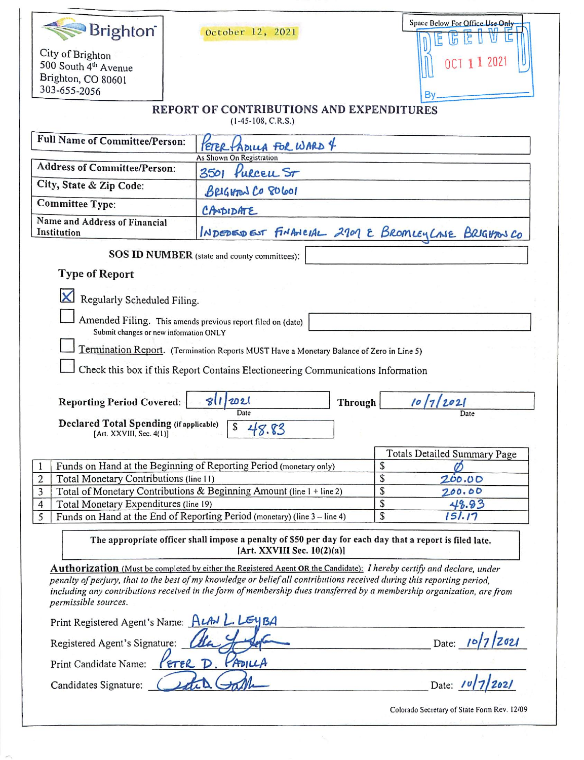Brighton

City of Brighton
500 South 4th Avenue
Brighton, CO 80601
303-655-2056

October 12, 2021

Space Below For Office Use Only

RECEIVED
OCT 11 2021
By

# REPORT OF CONTRIBUTIONS AND EXPENDITURES

(1-45-108, C.R.S.)

| | |
|---|---|
| **Full Name of Committee/Person:** | PETER PADILLA FOR WARD 4 (As Shown On Registration) |
| **Address of Committee/Person:** | 3501 PURCELL ST |
| **City, State & Zip Code:** | BRIGHTON CO 80601 |
| **Committee Type:** | CANDIDATE |
| **Name and Address of Financial Institution** | INDEPENDENT FINANCIAL 2707 E BROMLEY LANE BRIGHTON CO |

**SOS ID NUMBER** (state and county committees):

## Type of Report

- [X] Regularly Scheduled Filing.
- [ ] Amended Filing. This amends previous report filed on (date) ______ Submit changes or new information ONLY
- [ ] Termination Report. (Termination Reports MUST Have a Monetary Balance of Zero in Line 5)
- [ ] Check this box if this Report Contains Electioneering Communications Information

**Reporting Period Covered:** 8/1/2021 (Date) **Through** 10/7/2021 (Date)

**Declared Total Spending (if applicable)** [Art. XXVIII, Sec. 4(1)] $ 48.83

| | | Totals Detailed Summary Page |
|---|---|---|
| 1 | Funds on Hand at the Beginning of Reporting Period (monetary only) | $ Ø |
| 2 | Total Monetary Contributions (line 11) | $ 200.00 |
| 3 | Total of Monetary Contributions & Beginning Amount (line 1 + line 2) | $ 200.00 |
| 4 | Total Monetary Expenditures (line 19) | $ 48.83 |
| 5 | Funds on Hand at the End of Reporting Period (monetary) (line 3 – line 4) | $ 151.17 |

**The appropriate officer shall impose a penalty of $50 per day for each day that a report is filed late. [Art. XXVIII Sec. 10(2)(a)]**

**Authorization** (Must be completed by either the Registered Agent OR the Candidate): *I hereby certify and declare, under penalty of perjury, that to the best of my knowledge or belief all contributions received during this reporting period, including any contributions received in the form of membership dues transferred by a membership organization, are from permissible sources.*

Print Registered Agent's Name: ALAN L. LEYBA

Registered Agent's Signature: [signature] Date: 10/7/2021

Print Candidate Name: PETER D. PADILLA

Candidates Signature: [signature] Date: 10/7/2021

Colorado Secretary of State Form Rev. 12/09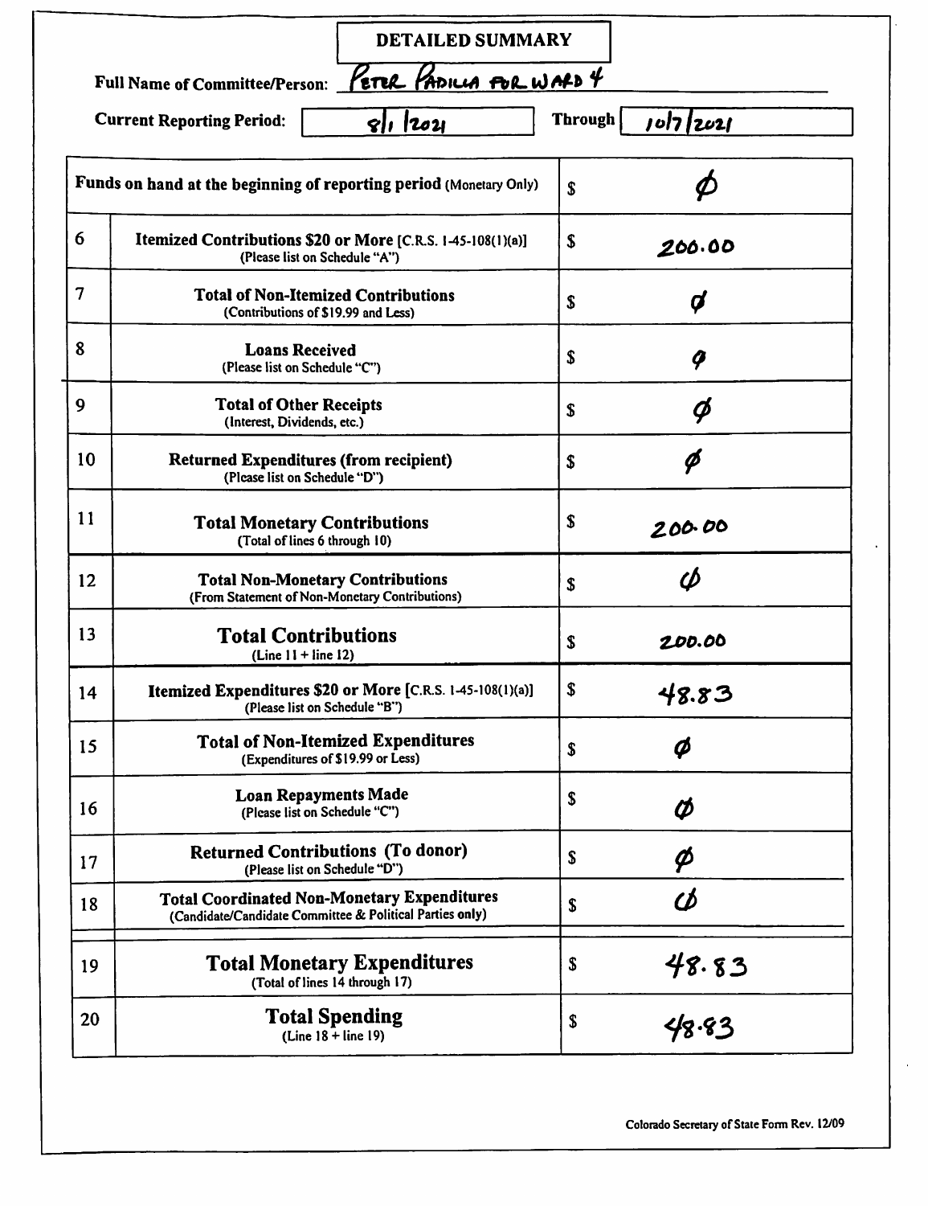# DETAILED SUMMARY

**Full Name of Committee/Person:** Peter Padilla for Ward 4

**Current Reporting Period:** 8/1/2021 **Through** 10/7/2021

| | | |
|---|---|---|
| **Funds on hand at the beginning of reporting period** (Monetary Only) | | $ Ø |
| 6 | **Itemized Contributions $20 or More** [C.R.S. 1-45-108(1)(a)] (Please list on Schedule "A") | $ 200.00 |
| 7 | **Total of Non-Itemized Contributions** (Contributions of $19.99 and Less) | $ Ø |
| 8 | **Loans Received** (Please list on Schedule "C") | $ Ø |
| 9 | **Total of Other Receipts** (Interest, Dividends, etc.) | $ Ø |
| 10 | **Returned Expenditures (from recipient)** (Please list on Schedule "D") | $ Ø |
| 11 | **Total Monetary Contributions** (Total of lines 6 through 10) | $ 200.00 |
| 12 | **Total Non-Monetary Contributions** (From Statement of Non-Monetary Contributions) | $ Ø |
| 13 | **Total Contributions** (Line 11 + line 12) | $ 200.00 |
| 14 | **Itemized Expenditures $20 or More** [C.R.S. 1-45-108(1)(a)] (Please list on Schedule "B") | $ 48.83 |
| 15 | **Total of Non-Itemized Expenditures** (Expenditures of $19.99 or Less) | $ Ø |
| 16 | **Loan Repayments Made** (Please list on Schedule "C") | $ Ø |
| 17 | **Returned Contributions (To donor)** (Please list on Schedule "D") | $ Ø |
| 18 | **Total Coordinated Non-Monetary Expenditures** (Candidate/Candidate Committee & Political Parties only) | $ Ø |
| 19 | **Total Monetary Expenditures** (Total of lines 14 through 17) | $ 48.83 |
| 20 | **Total Spending** (Line 18 + line 19) | $ 48.83 |

Colorado Secretary of State Form Rev. 12/09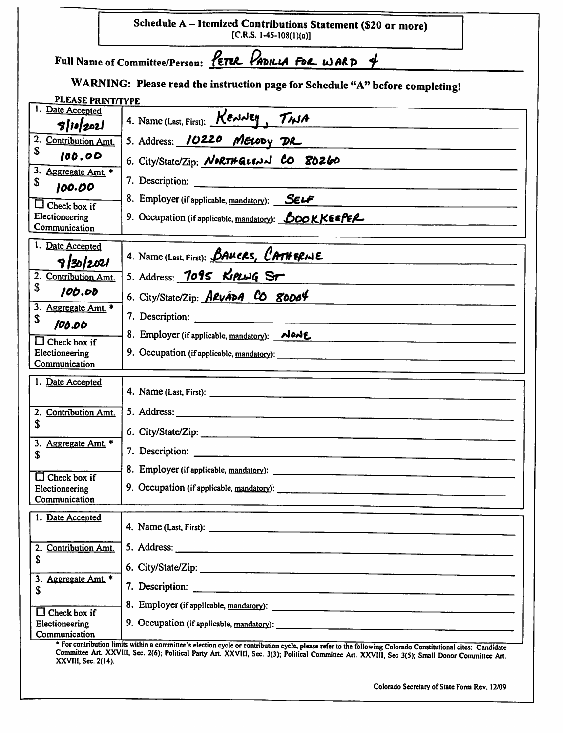# Schedule A – Itemized Contributions Statement ($20 or more)

[C.R.S. 1-45-108(1)(a)]

**Full Name of Committee/Person:** PETER PADILLA FOR WARD 4

**WARNING: Please read the instruction page for Schedule "A" before completing!**

PLEASE PRINT/TYPE

| | |
|---|---|
| 1. Date Accepted: 8/10/2021 | 4. Name (Last, First): KENNEY, TINA |
| 2. Contribution Amt.: $ 100.00 | 5. Address: 10220 MELODY DR |
| | 6. City/State/Zip: NORTHGLENN CO 80260 |
| 3. Aggregate Amt. *: $ 100.00 | 7. Description: |
| ☐ Check box if Electioneering Communication | 8. Employer (if applicable, mandatory): SELF |
| | 9. Occupation (if applicable, mandatory): BOOKKEEPER |

| | |
|---|---|
| 1. Date Accepted: 9/30/2021 | 4. Name (Last, First): BAUERS, CATHERINE |
| 2. Contribution Amt.: $ 100.00 | 5. Address: 7095 KIPLING ST |
| | 6. City/State/Zip: ARVADA CO 80004 |
| 3. Aggregate Amt. *: $ 100.00 | 7. Description: |
| ☐ Check box if Electioneering Communication | 8. Employer (if applicable, mandatory): NONE |
| | 9. Occupation (if applicable, mandatory): |

| | |
|---|---|
| 1. Date Accepted: | 4. Name (Last, First): |
| 2. Contribution Amt.: $ | 5. Address: |
| | 6. City/State/Zip: |
| 3. Aggregate Amt. *: $ | 7. Description: |
| ☐ Check box if Electioneering Communication | 8. Employer (if applicable, mandatory): |
| | 9. Occupation (if applicable, mandatory): |

| | |
|---|---|
| 1. Date Accepted: | 4. Name (Last, First): |
| 2. Contribution Amt.: $ | 5. Address: |
| | 6. City/State/Zip: |
| 3. Aggregate Amt. *: $ | 7. Description: |
| ☐ Check box if Electioneering Communication | 8. Employer (if applicable, mandatory): |
| | 9. Occupation (if applicable, mandatory): |

\* For contribution limits within a committee's election cycle or contribution cycle, please refer to the following Colorado Constitutional cites: Candidate Committee Art. XXVIII, Sec. 2(6); Political Party Art. XXVIII, Sec. 3(3); Political Committee Art. XXVIII, Sec 3(5); Small Donor Committee Art. XXVIII, Sec. 2(14).

Colorado Secretary of State Form Rev. 12/09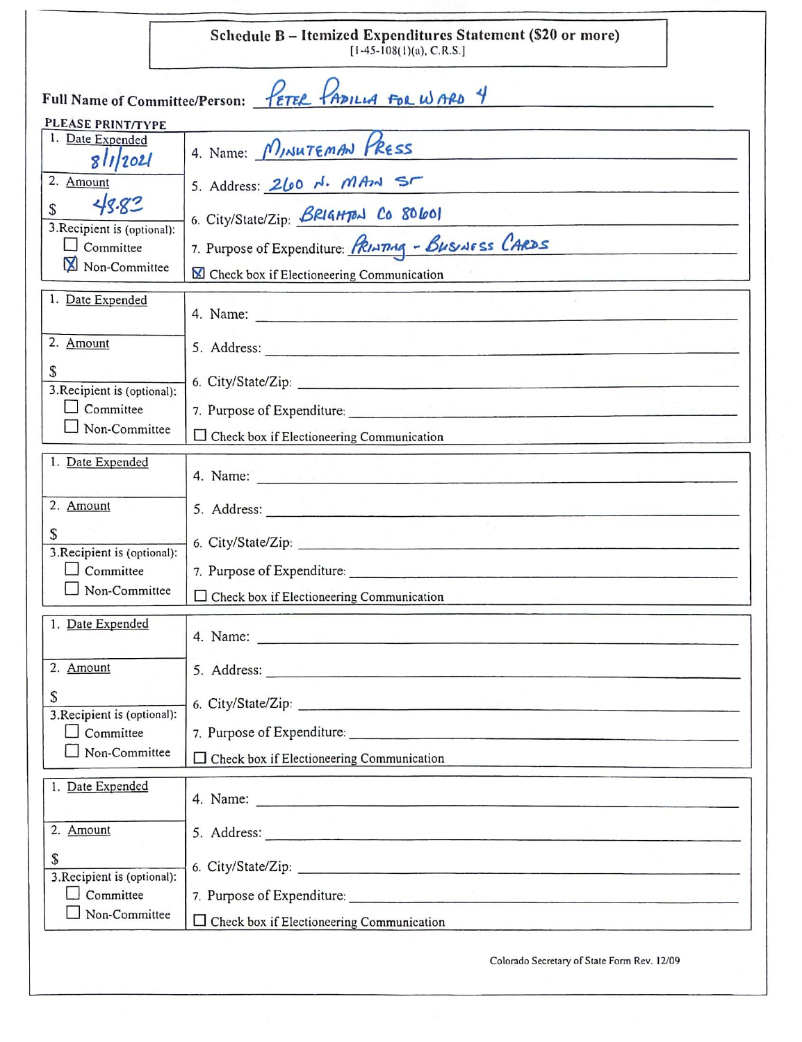# Schedule B – Itemized Expenditures Statement ($20 or more)

[1-45-108(1)(a), C.R.S.]

**Full Name of Committee/Person:** PETER PADILLA FOR WARD 4

**PLEASE PRINT/TYPE**

| | |
|---|---|
| 1. Date Expended: 8/1/2021 | 4. Name: MINUTEMAN PRESS |
| 2. Amount: $ 48.83 | 5. Address: 260 N. MAIN ST |
| 3. Recipient is (optional): ☐ Committee ☒ Non-Committee | 6. City/State/Zip: BRIGHTON CO 80601 |
| | 7. Purpose of Expenditure: PRINTING - BUSINESS CARDS |
| | ☒ Check box if Electioneering Communication |

| | |
|---|---|
| 1. Date Expended | 4. Name: |
| 2. Amount: $ | 5. Address: |
| 3. Recipient is (optional): ☐ Committee ☐ Non-Committee | 6. City/State/Zip: |
| | 7. Purpose of Expenditure: |
| | ☐ Check box if Electioneering Communication |

| | |
|---|---|
| 1. Date Expended | 4. Name: |
| 2. Amount: $ | 5. Address: |
| 3. Recipient is (optional): ☐ Committee ☐ Non-Committee | 6. City/State/Zip: |
| | 7. Purpose of Expenditure: |
| | ☐ Check box if Electioneering Communication |

| | |
|---|---|
| 1. Date Expended | 4. Name: |
| 2. Amount: $ | 5. Address: |
| 3. Recipient is (optional): ☐ Committee ☐ Non-Committee | 6. City/State/Zip: |
| | 7. Purpose of Expenditure: |
| | ☐ Check box if Electioneering Communication |

| | |
|---|---|
| 1. Date Expended | 4. Name: |
| 2. Amount: $ | 5. Address: |
| 3. Recipient is (optional): ☐ Committee ☐ Non-Committee | 6. City/State/Zip: |
| | 7. Purpose of Expenditure: |
| | ☐ Check box if Electioneering Communication |

Colorado Secretary of State Form Rev. 12/09